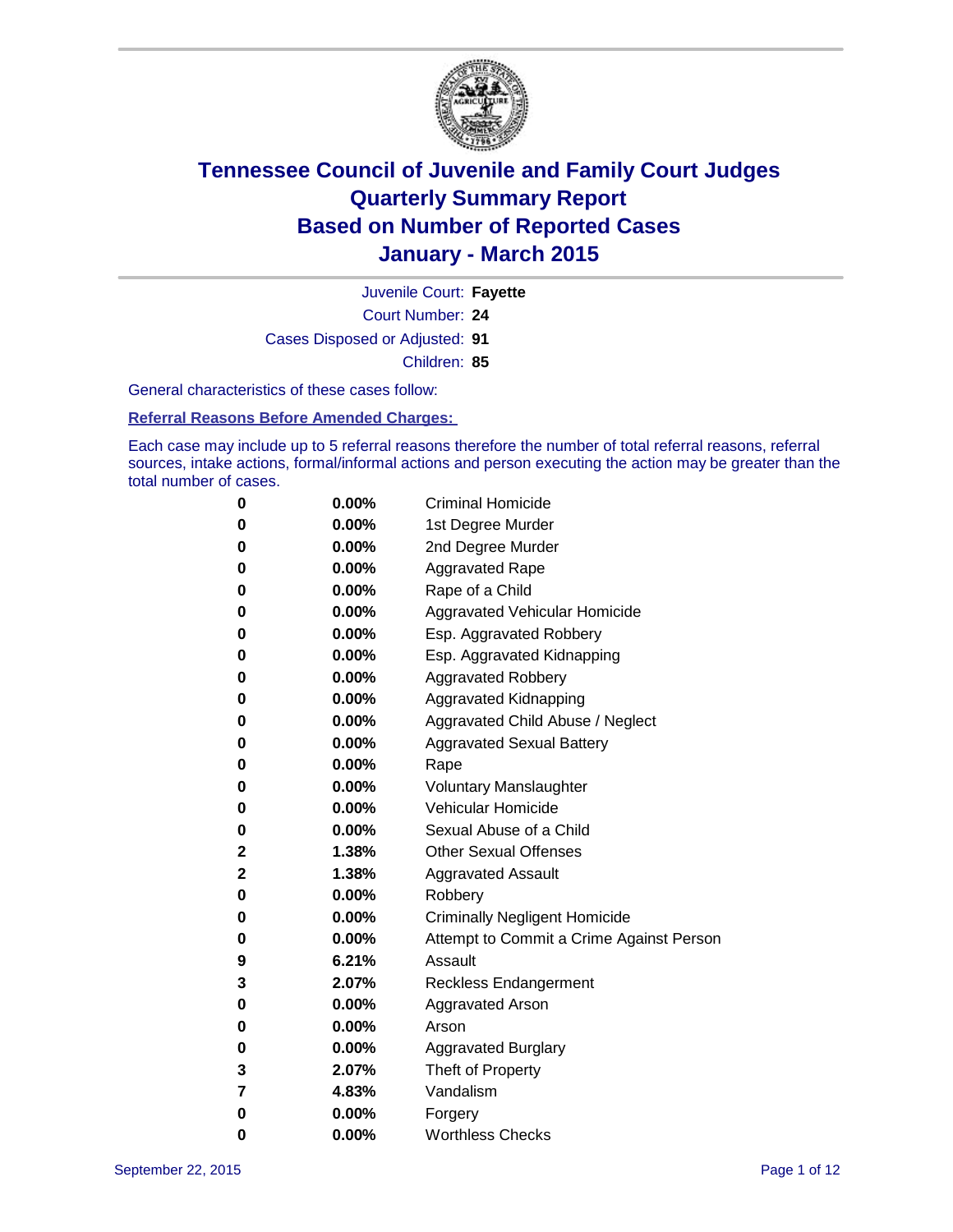# Tennessee Council of Juvenile and Family Court Judges
## Quarterly Summary Report
## Based on Number of Reported Cases
## January - March 2015

Juvenile Court: **Fayette**

Court Number: **24**

Cases Disposed or Adjusted: **91**

Children: **85**

General characteristics of these cases follow:

**Referral Reasons Before Amended Charges:**

Each case may include up to 5 referral reasons therefore the number of total referral reasons, referral sources, intake actions, formal/informal actions and person executing the action may be greater than the total number of cases.

| Count | Percent | Referral Reason |
|---|---|---|
| 0 | 0.00% | Criminal Homicide |
| 0 | 0.00% | 1st Degree Murder |
| 0 | 0.00% | 2nd Degree Murder |
| 0 | 0.00% | Aggravated Rape |
| 0 | 0.00% | Rape of a Child |
| 0 | 0.00% | Aggravated Vehicular Homicide |
| 0 | 0.00% | Esp. Aggravated Robbery |
| 0 | 0.00% | Esp. Aggravated Kidnapping |
| 0 | 0.00% | Aggravated Robbery |
| 0 | 0.00% | Aggravated Kidnapping |
| 0 | 0.00% | Aggravated Child Abuse / Neglect |
| 0 | 0.00% | Aggravated Sexual Battery |
| 0 | 0.00% | Rape |
| 0 | 0.00% | Voluntary Manslaughter |
| 0 | 0.00% | Vehicular Homicide |
| 0 | 0.00% | Sexual Abuse of a Child |
| 2 | 1.38% | Other Sexual Offenses |
| 2 | 1.38% | Aggravated Assault |
| 0 | 0.00% | Robbery |
| 0 | 0.00% | Criminally Negligent Homicide |
| 0 | 0.00% | Attempt to Commit a Crime Against Person |
| 9 | 6.21% | Assault |
| 3 | 2.07% | Reckless Endangerment |
| 0 | 0.00% | Aggravated Arson |
| 0 | 0.00% | Arson |
| 0 | 0.00% | Aggravated Burglary |
| 3 | 2.07% | Theft of Property |
| 7 | 4.83% | Vandalism |
| 0 | 0.00% | Forgery |
| 0 | 0.00% | Worthless Checks |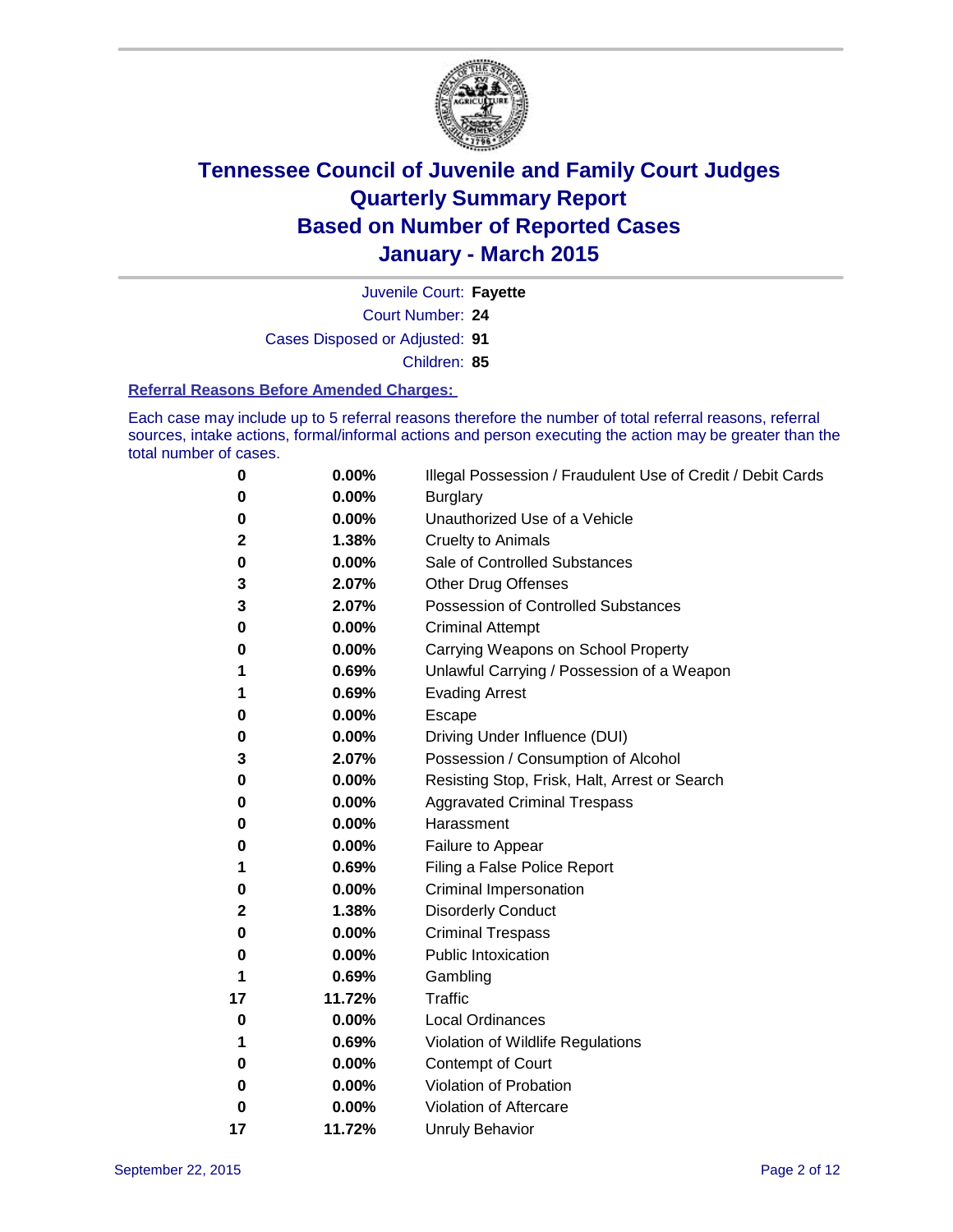# Tennessee Council of Juvenile and Family Court Judges
# Quarterly Summary Report
# Based on Number of Reported Cases
# January - March 2015

Juvenile Court: **Fayette**

Court Number: **24**

Cases Disposed or Adjusted: **91**

Children: **85**

### Referral Reasons Before Amended Charges:

Each case may include up to 5 referral reasons therefore the number of total referral reasons, referral sources, intake actions, formal/informal actions and person executing the action may be greater than the total number of cases.

| Count | Percent | Referral Reason |
|---|---|---|
| 0 | 0.00% | Illegal Possession / Fraudulent Use of Credit / Debit Cards |
| 0 | 0.00% | Burglary |
| 0 | 0.00% | Unauthorized Use of a Vehicle |
| 2 | 1.38% | Cruelty to Animals |
| 0 | 0.00% | Sale of Controlled Substances |
| 3 | 2.07% | Other Drug Offenses |
| 3 | 2.07% | Possession of Controlled Substances |
| 0 | 0.00% | Criminal Attempt |
| 0 | 0.00% | Carrying Weapons on School Property |
| 1 | 0.69% | Unlawful Carrying / Possession of a Weapon |
| 1 | 0.69% | Evading Arrest |
| 0 | 0.00% | Escape |
| 0 | 0.00% | Driving Under Influence (DUI) |
| 3 | 2.07% | Possession / Consumption of Alcohol |
| 0 | 0.00% | Resisting Stop, Frisk, Halt, Arrest or Search |
| 0 | 0.00% | Aggravated Criminal Trespass |
| 0 | 0.00% | Harassment |
| 0 | 0.00% | Failure to Appear |
| 1 | 0.69% | Filing a False Police Report |
| 0 | 0.00% | Criminal Impersonation |
| 2 | 1.38% | Disorderly Conduct |
| 0 | 0.00% | Criminal Trespass |
| 0 | 0.00% | Public Intoxication |
| 1 | 0.69% | Gambling |
| 17 | 11.72% | Traffic |
| 0 | 0.00% | Local Ordinances |
| 1 | 0.69% | Violation of Wildlife Regulations |
| 0 | 0.00% | Contempt of Court |
| 0 | 0.00% | Violation of Probation |
| 0 | 0.00% | Violation of Aftercare |
| 17 | 11.72% | Unruly Behavior |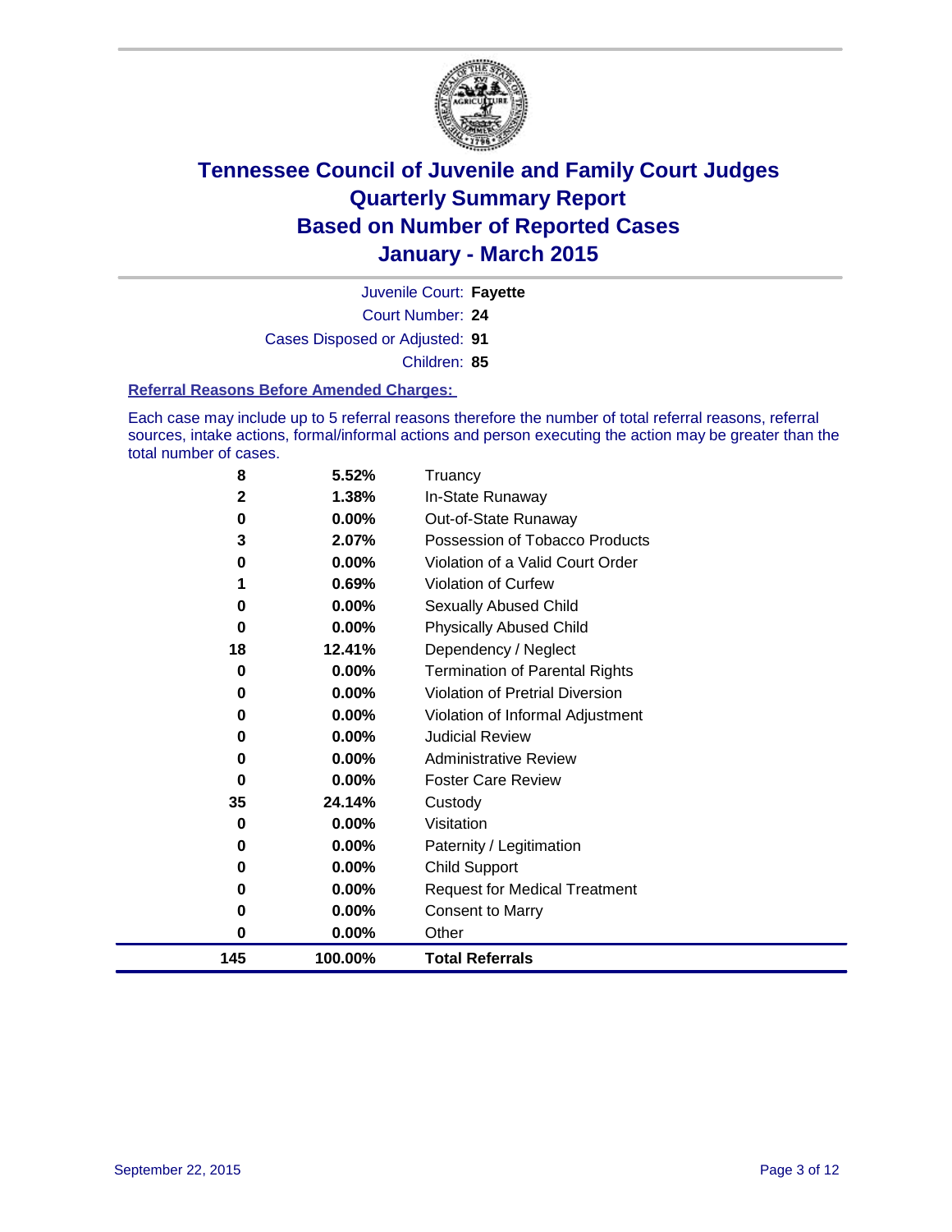# Tennessee Council of Juvenile and Family Court Judges
## Quarterly Summary Report
## Based on Number of Reported Cases
## January - March 2015

Juvenile Court: **Fayette**

Court Number: **24**

Cases Disposed or Adjusted: **91**

Children: **85**

### Referral Reasons Before Amended Charges:

Each case may include up to 5 referral reasons therefore the number of total referral reasons, referral sources, intake actions, formal/informal actions and person executing the action may be greater than the total number of cases.

| | | |
|---|---|---|
| **8** | **5.52%** | Truancy |
| **2** | **1.38%** | In-State Runaway |
| **0** | **0.00%** | Out-of-State Runaway |
| **3** | **2.07%** | Possession of Tobacco Products |
| **0** | **0.00%** | Violation of a Valid Court Order |
| **1** | **0.69%** | Violation of Curfew |
| **0** | **0.00%** | Sexually Abused Child |
| **0** | **0.00%** | Physically Abused Child |
| **18** | **12.41%** | Dependency / Neglect |
| **0** | **0.00%** | Termination of Parental Rights |
| **0** | **0.00%** | Violation of Pretrial Diversion |
| **0** | **0.00%** | Violation of Informal Adjustment |
| **0** | **0.00%** | Judicial Review |
| **0** | **0.00%** | Administrative Review |
| **0** | **0.00%** | Foster Care Review |
| **35** | **24.14%** | Custody |
| **0** | **0.00%** | Visitation |
| **0** | **0.00%** | Paternity / Legitimation |
| **0** | **0.00%** | Child Support |
| **0** | **0.00%** | Request for Medical Treatment |
| **0** | **0.00%** | Consent to Marry |
| **0** | **0.00%** | Other |
| **145** | **100.00%** | **Total Referrals** |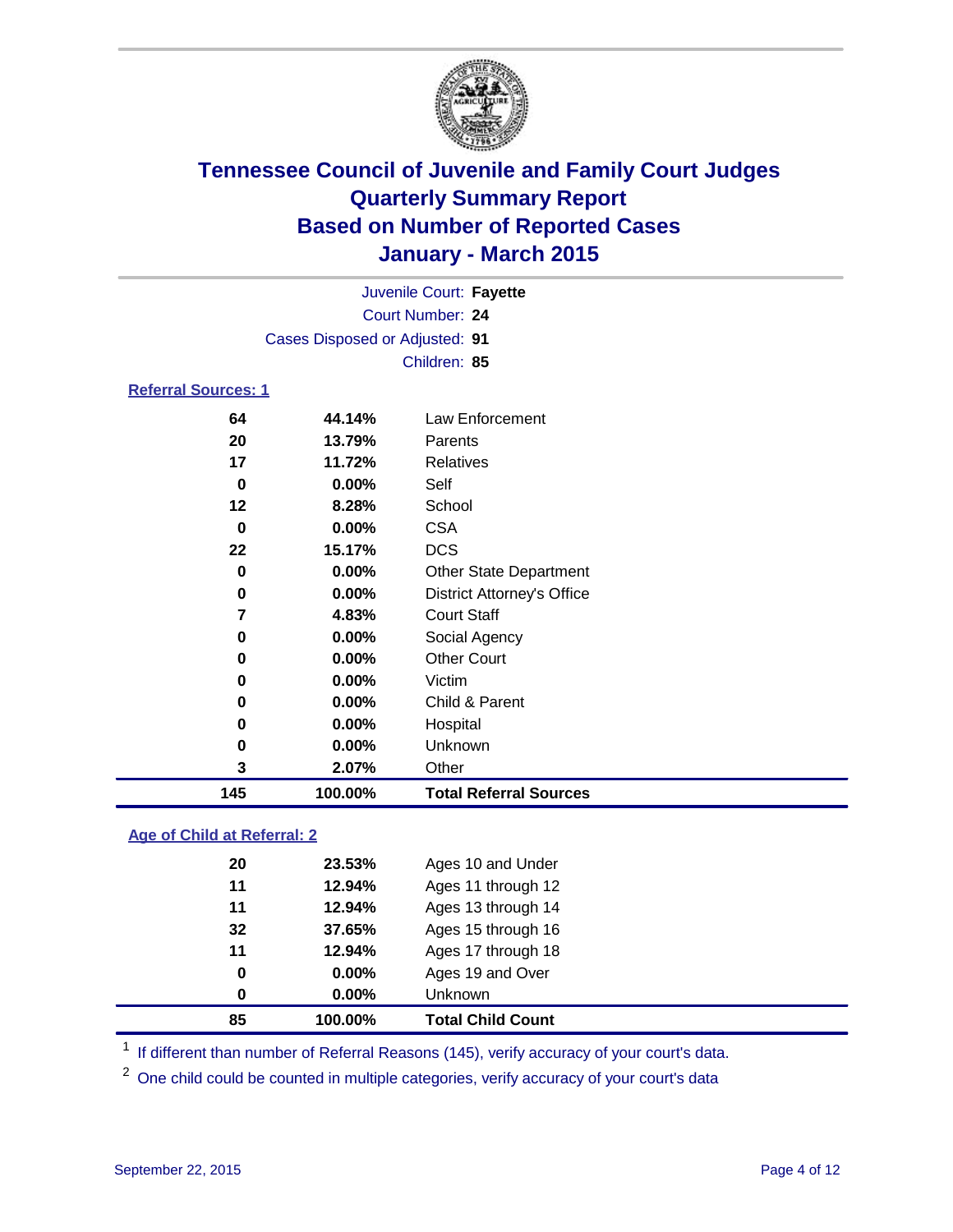# Tennessee Council of Juvenile and Family Court Judges
# Quarterly Summary Report
# Based on Number of Reported Cases
# January - March 2015

Juvenile Court: **Fayette**

Court Number: **24**

Cases Disposed or Adjusted: **91**

Children: **85**

### Referral Sources: 1

| | | |
|---|---|---|
| **64** | **44.14%** | Law Enforcement |
| **20** | **13.79%** | Parents |
| **17** | **11.72%** | Relatives |
| **0** | **0.00%** | Self |
| **12** | **8.28%** | School |
| **0** | **0.00%** | CSA |
| **22** | **15.17%** | DCS |
| **0** | **0.00%** | Other State Department |
| **0** | **0.00%** | District Attorney's Office |
| **7** | **4.83%** | Court Staff |
| **0** | **0.00%** | Social Agency |
| **0** | **0.00%** | Other Court |
| **0** | **0.00%** | Victim |
| **0** | **0.00%** | Child & Parent |
| **0** | **0.00%** | Hospital |
| **0** | **0.00%** | Unknown |
| **3** | **2.07%** | Other |
| **145** | **100.00%** | **Total Referral Sources** |

### Age of Child at Referral: 2

| | | |
|---|---|---|
| **20** | **23.53%** | Ages 10 and Under |
| **11** | **12.94%** | Ages 11 through 12 |
| **11** | **12.94%** | Ages 13 through 14 |
| **32** | **37.65%** | Ages 15 through 16 |
| **11** | **12.94%** | Ages 17 through 18 |
| **0** | **0.00%** | Ages 19 and Over |
| **0** | **0.00%** | Unknown |
| **85** | **100.00%** | **Total Child Count** |

[1] If different than number of Referral Reasons (145), verify accuracy of your court's data.

[2] One child could be counted in multiple categories, verify accuracy of your court's data

September 22, 2015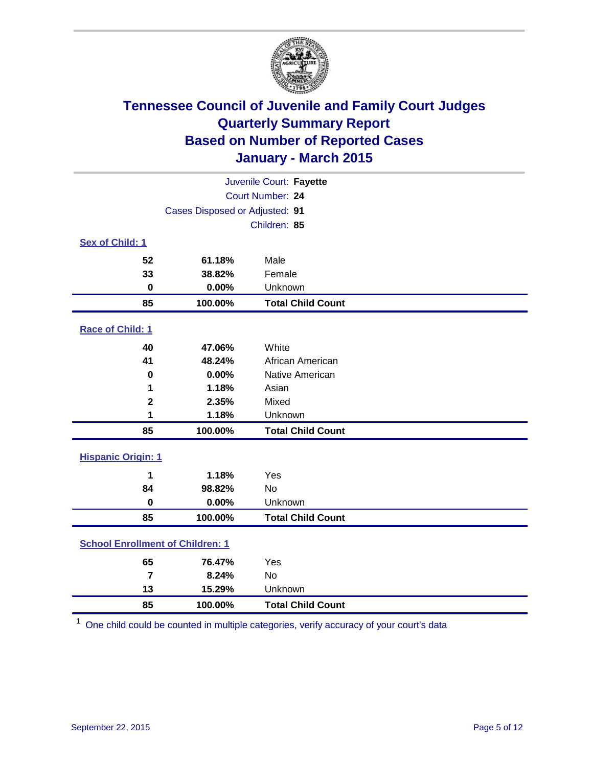# Tennessee Council of Juvenile and Family Court Judges
## Quarterly Summary Report
## Based on Number of Reported Cases
## January - March 2015

Juvenile Court: **Fayette**
Court Number: **24**
Cases Disposed or Adjusted: **91**
Children: **85**

### Sex of Child: 1

| Count | Percent | Category |
|---|---|---|
| 52 | 61.18% | Male |
| 33 | 38.82% | Female |
| 0 | 0.00% | Unknown |
| **85** | **100.00%** | **Total Child Count** |

### Race of Child: 1

| Count | Percent | Category |
|---|---|---|
| 40 | 47.06% | White |
| 41 | 48.24% | African American |
| 0 | 0.00% | Native American |
| 1 | 1.18% | Asian |
| 2 | 2.35% | Mixed |
| 1 | 1.18% | Unknown |
| **85** | **100.00%** | **Total Child Count** |

### Hispanic Origin: 1

| Count | Percent | Category |
|---|---|---|
| 1 | 1.18% | Yes |
| 84 | 98.82% | No |
| 0 | 0.00% | Unknown |
| **85** | **100.00%** | **Total Child Count** |

### School Enrollment of Children: 1

| Count | Percent | Category |
|---|---|---|
| 65 | 76.47% | Yes |
| 7 | 8.24% | No |
| 13 | 15.29% | Unknown |
| **85** | **100.00%** | **Total Child Count** |

[1] One child could be counted in multiple categories, verify accuracy of your court's data

September 22, 2015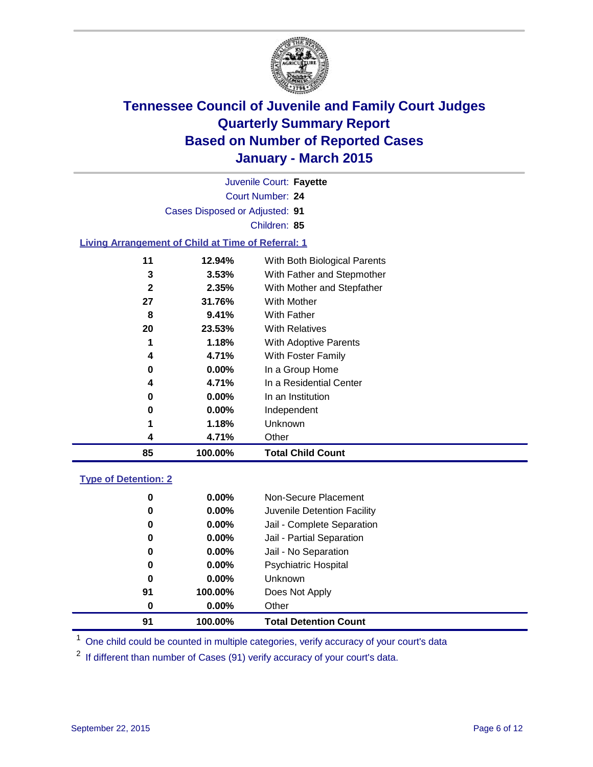# Tennessee Council of Juvenile and Family Court Judges
## Quarterly Summary Report
## Based on Number of Reported Cases
## January - March 2015

Juvenile Court: **Fayette**
Court Number: **24**
Cases Disposed or Adjusted: **91**
Children: **85**

### Living Arrangement of Child at Time of Referral: 1

| Count | Percent | Living Arrangement |
|---|---|---|
| 11 | 12.94% | With Both Biological Parents |
| 3 | 3.53% | With Father and Stepmother |
| 2 | 2.35% | With Mother and Stepfather |
| 27 | 31.76% | With Mother |
| 8 | 9.41% | With Father |
| 20 | 23.53% | With Relatives |
| 1 | 1.18% | With Adoptive Parents |
| 4 | 4.71% | With Foster Family |
| 0 | 0.00% | In a Group Home |
| 4 | 4.71% | In a Residential Center |
| 0 | 0.00% | In an Institution |
| 0 | 0.00% | Independent |
| 1 | 1.18% | Unknown |
| 4 | 4.71% | Other |
| **85** | **100.00%** | **Total Child Count** |

### Type of Detention: 2

| Count | Percent | Type of Detention |
|---|---|---|
| 0 | 0.00% | Non-Secure Placement |
| 0 | 0.00% | Juvenile Detention Facility |
| 0 | 0.00% | Jail - Complete Separation |
| 0 | 0.00% | Jail - Partial Separation |
| 0 | 0.00% | Jail - No Separation |
| 0 | 0.00% | Psychiatric Hospital |
| 0 | 0.00% | Unknown |
| 91 | 100.00% | Does Not Apply |
| 0 | 0.00% | Other |
| **91** | **100.00%** | **Total Detention Count** |

[1] One child could be counted in multiple categories, verify accuracy of your court's data

[2] If different than number of Cases (91) verify accuracy of your court's data.

September 22, 2015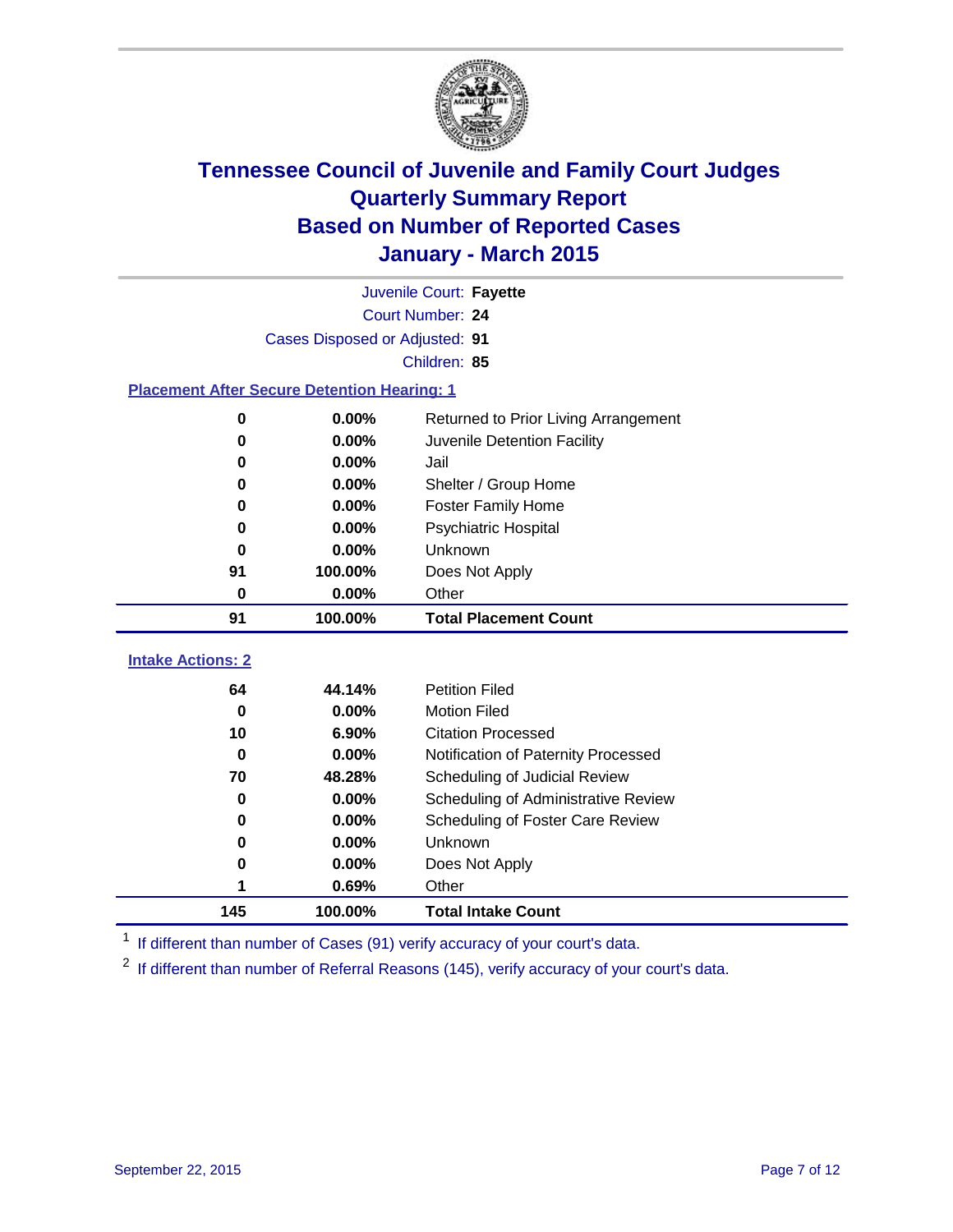# Tennessee Council of Juvenile and Family Court Judges
# Quarterly Summary Report
# Based on Number of Reported Cases
# January - March 2015

Juvenile Court: **Fayette**
Court Number: **24**
Cases Disposed or Adjusted: **91**
Children: **85**

### Placement After Secure Detention Hearing: 1

| Count | Percent | Placement |
|---|---|---|
| 0 | 0.00% | Returned to Prior Living Arrangement |
| 0 | 0.00% | Juvenile Detention Facility |
| 0 | 0.00% | Jail |
| 0 | 0.00% | Shelter / Group Home |
| 0 | 0.00% | Foster Family Home |
| 0 | 0.00% | Psychiatric Hospital |
| 0 | 0.00% | Unknown |
| 91 | 100.00% | Does Not Apply |
| 0 | 0.00% | Other |
| **91** | **100.00%** | **Total Placement Count** |

### Intake Actions: 2

| Count | Percent | Intake Action |
|---|---|---|
| 64 | 44.14% | Petition Filed |
| 0 | 0.00% | Motion Filed |
| 10 | 6.90% | Citation Processed |
| 0 | 0.00% | Notification of Paternity Processed |
| 70 | 48.28% | Scheduling of Judicial Review |
| 0 | 0.00% | Scheduling of Administrative Review |
| 0 | 0.00% | Scheduling of Foster Care Review |
| 0 | 0.00% | Unknown |
| 0 | 0.00% | Does Not Apply |
| 1 | 0.69% | Other |
| **145** | **100.00%** | **Total Intake Count** |

[1] If different than number of Cases (91) verify accuracy of your court's data.

[2] If different than number of Referral Reasons (145), verify accuracy of your court's data.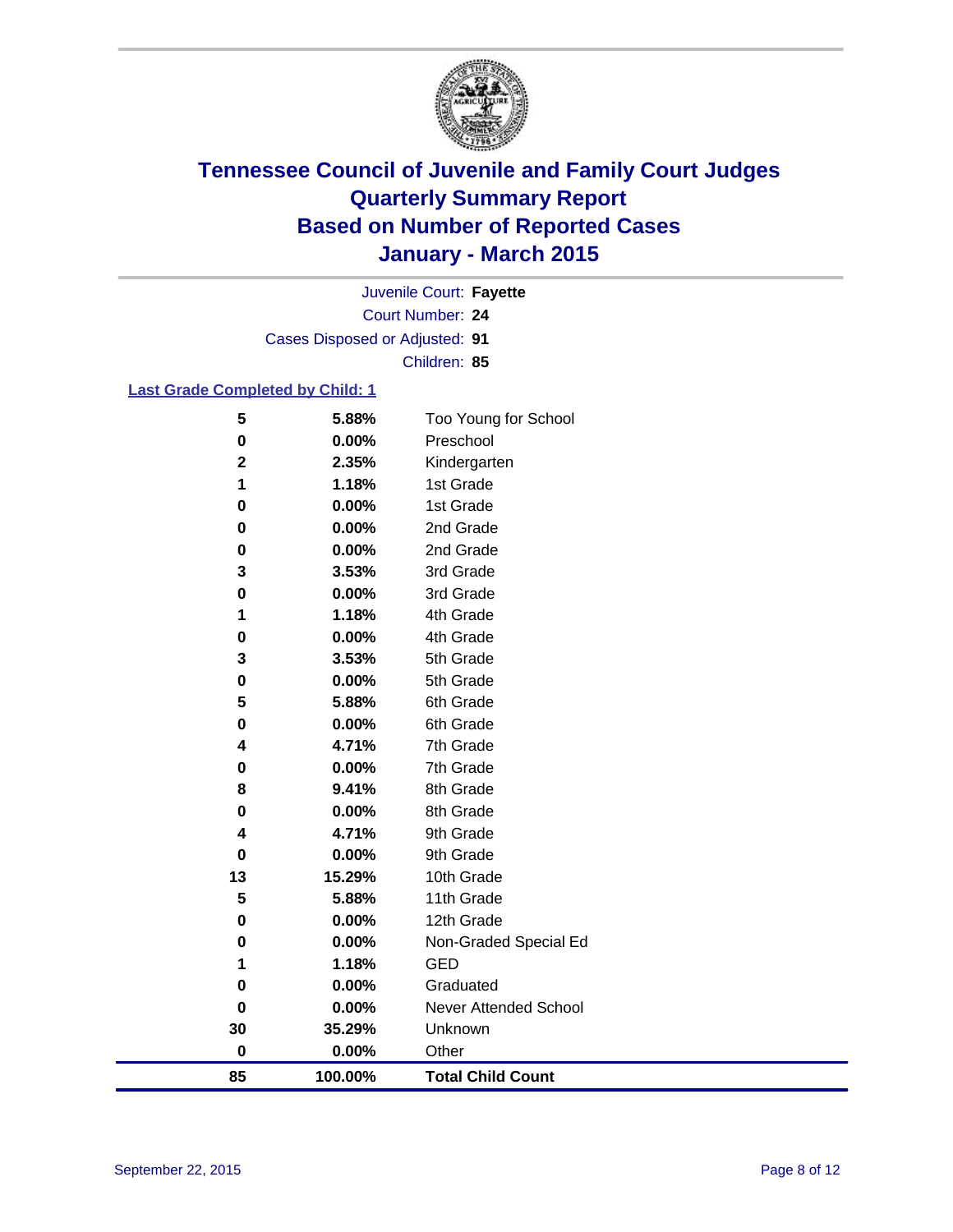# Tennessee Council of Juvenile and Family Court Judges
# Quarterly Summary Report
# Based on Number of Reported Cases
# January - March 2015

Juvenile Court: **Fayette**

Court Number: **24**

Cases Disposed or Adjusted: **91**

Children: **85**

### Last Grade Completed by Child: 1

| Count | Percent | Grade |
|---|---|---|
| 5 | 5.88% | Too Young for School |
| 0 | 0.00% | Preschool |
| 2 | 2.35% | Kindergarten |
| 1 | 1.18% | 1st Grade |
| 0 | 0.00% | 1st Grade |
| 0 | 0.00% | 2nd Grade |
| 0 | 0.00% | 2nd Grade |
| 3 | 3.53% | 3rd Grade |
| 0 | 0.00% | 3rd Grade |
| 1 | 1.18% | 4th Grade |
| 0 | 0.00% | 4th Grade |
| 3 | 3.53% | 5th Grade |
| 0 | 0.00% | 5th Grade |
| 5 | 5.88% | 6th Grade |
| 0 | 0.00% | 6th Grade |
| 4 | 4.71% | 7th Grade |
| 0 | 0.00% | 7th Grade |
| 8 | 9.41% | 8th Grade |
| 0 | 0.00% | 8th Grade |
| 4 | 4.71% | 9th Grade |
| 0 | 0.00% | 9th Grade |
| 13 | 15.29% | 10th Grade |
| 5 | 5.88% | 11th Grade |
| 0 | 0.00% | 12th Grade |
| 0 | 0.00% | Non-Graded Special Ed |
| 1 | 1.18% | GED |
| 0 | 0.00% | Graduated |
| 0 | 0.00% | Never Attended School |
| 30 | 35.29% | Unknown |
| 0 | 0.00% | Other |
| **85** | **100.00%** | **Total Child Count** |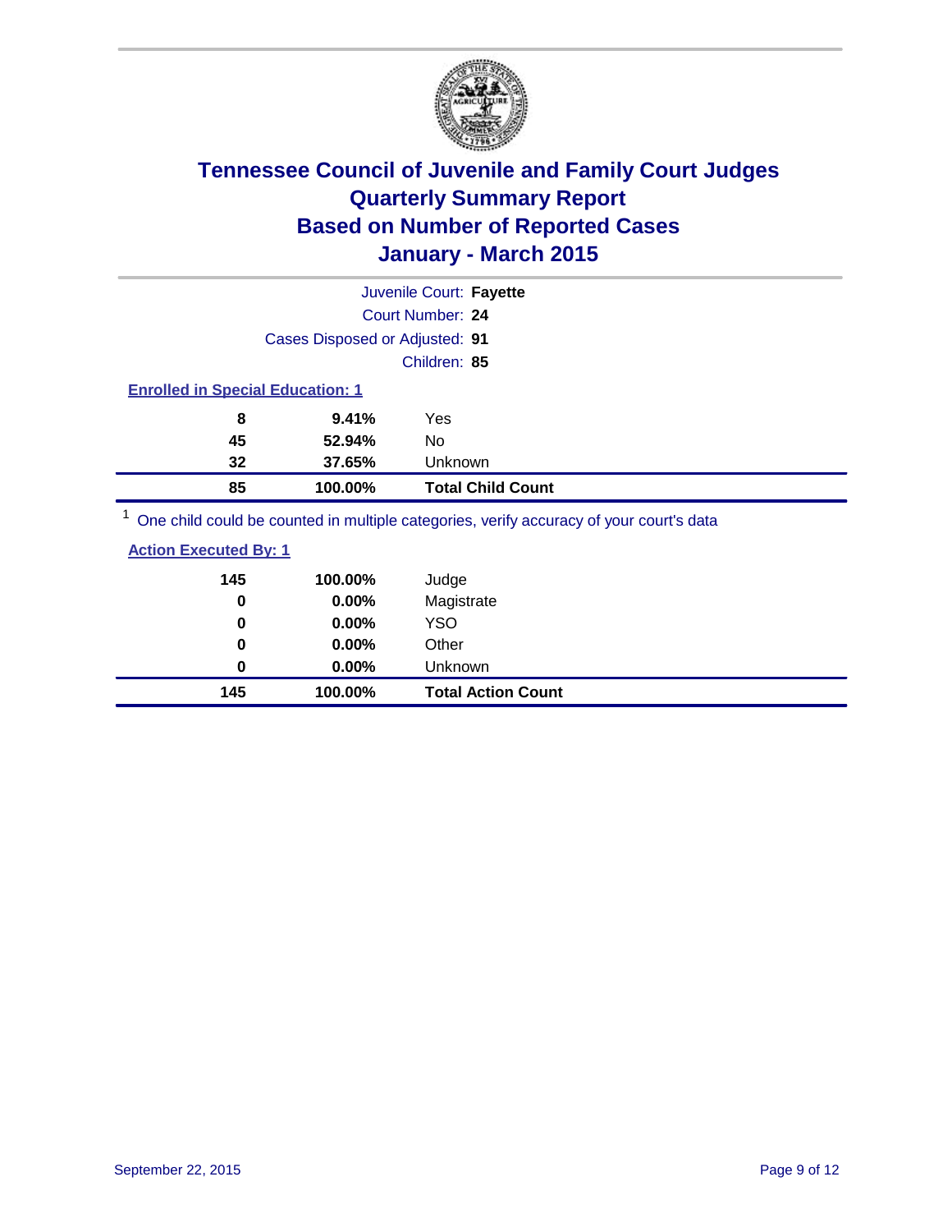# Tennessee Council of Juvenile and Family Court Judges
# Quarterly Summary Report
# Based on Number of Reported Cases
# January - March 2015

Juvenile Court: **Fayette**

Court Number: **24**

Cases Disposed or Adjusted: **91**

Children: **85**

**Enrolled in Special Education: 1**

| | | |
|---|---|---|
| **8** | **9.41%** | Yes |
| **45** | **52.94%** | No |
| **32** | **37.65%** | Unknown |
| **85** | **100.00%** | **Total Child Count** |

[1] One child could be counted in multiple categories, verify accuracy of your court's data

**Action Executed By: 1**

| | | |
|---|---|---|
| **145** | **100.00%** | Judge |
| **0** | **0.00%** | Magistrate |
| **0** | **0.00%** | YSO |
| **0** | **0.00%** | Other |
| **0** | **0.00%** | Unknown |
| **145** | **100.00%** | **Total Action Count** |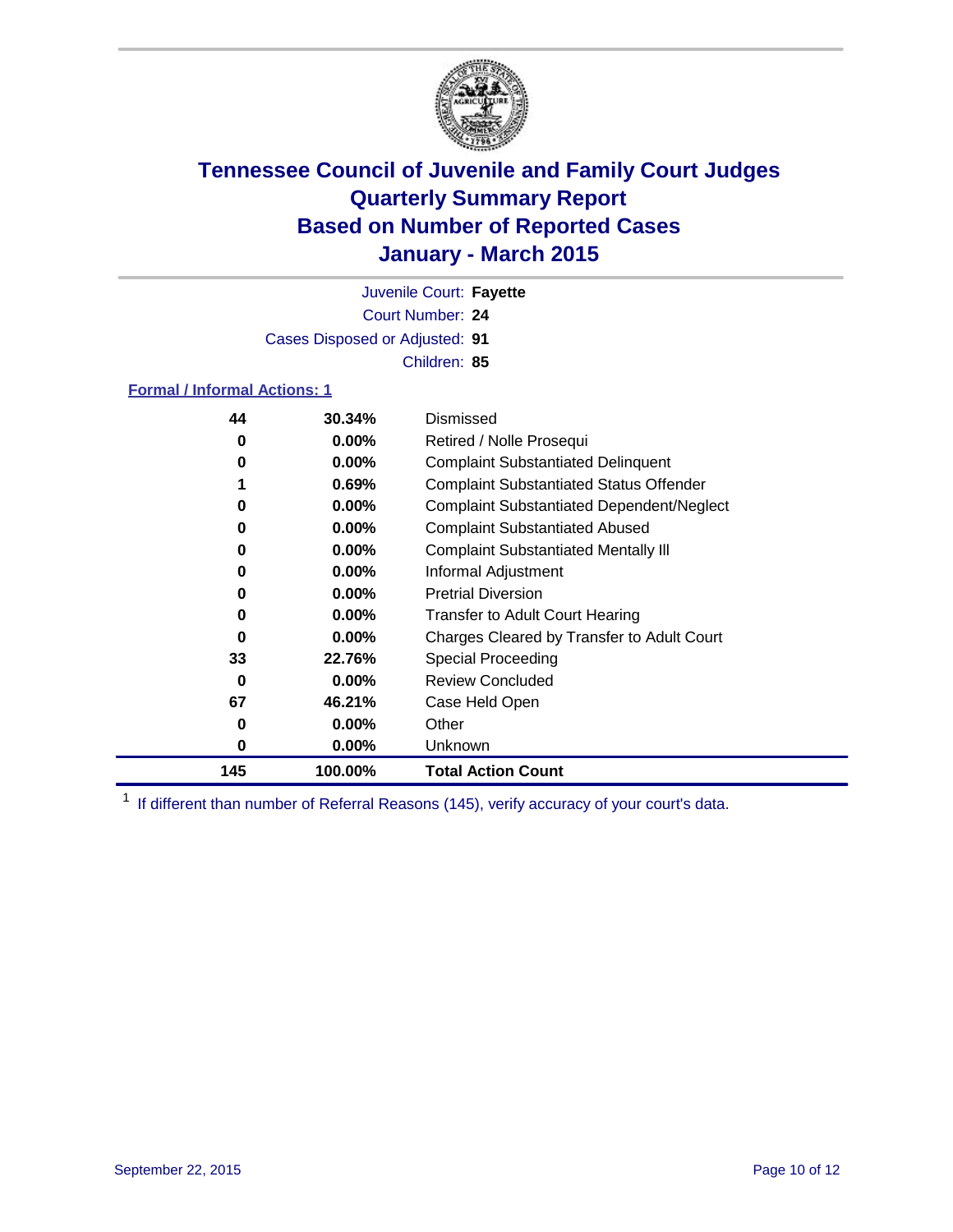# Tennessee Council of Juvenile and Family Court Judges
# Quarterly Summary Report
# Based on Number of Reported Cases
# January - March 2015

Juvenile Court: **Fayette**

Court Number: **24**

Cases Disposed or Adjusted: **91**

Children: **85**

### Formal / Informal Actions: 1

| Count | Percent | Action |
|---|---|---|
| **44** | **30.34%** | Dismissed |
| **0** | **0.00%** | Retired / Nolle Prosequi |
| **0** | **0.00%** | Complaint Substantiated Delinquent |
| **1** | **0.69%** | Complaint Substantiated Status Offender |
| **0** | **0.00%** | Complaint Substantiated Dependent/Neglect |
| **0** | **0.00%** | Complaint Substantiated Abused |
| **0** | **0.00%** | Complaint Substantiated Mentally Ill |
| **0** | **0.00%** | Informal Adjustment |
| **0** | **0.00%** | Pretrial Diversion |
| **0** | **0.00%** | Transfer to Adult Court Hearing |
| **0** | **0.00%** | Charges Cleared by Transfer to Adult Court |
| **33** | **22.76%** | Special Proceeding |
| **0** | **0.00%** | Review Concluded |
| **67** | **46.21%** | Case Held Open |
| **0** | **0.00%** | Other |
| **0** | **0.00%** | Unknown |
| **145** | **100.00%** | **Total Action Count** |

[1] If different than number of Referral Reasons (145), verify accuracy of your court's data.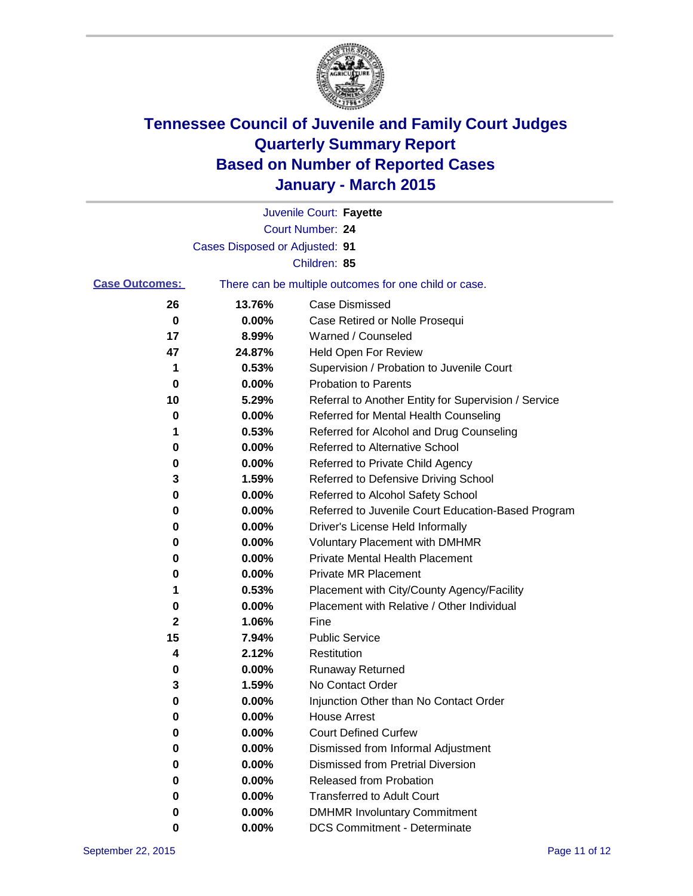# Tennessee Council of Juvenile and Family Court Judges
# Quarterly Summary Report
# Based on Number of Reported Cases
# January - March 2015

Juvenile Court: **Fayette**

Court Number: **24**

Cases Disposed or Adjusted: **91**

Children: **85**

**Case Outcomes:** There can be multiple outcomes for one child or case.

| Count | Percent | Outcome |
|---|---|---|
| 26 | 13.76% | Case Dismissed |
| 0 | 0.00% | Case Retired or Nolle Prosequi |
| 17 | 8.99% | Warned / Counseled |
| 47 | 24.87% | Held Open For Review |
| 1 | 0.53% | Supervision / Probation to Juvenile Court |
| 0 | 0.00% | Probation to Parents |
| 10 | 5.29% | Referral to Another Entity for Supervision / Service |
| 0 | 0.00% | Referred for Mental Health Counseling |
| 1 | 0.53% | Referred for Alcohol and Drug Counseling |
| 0 | 0.00% | Referred to Alternative School |
| 0 | 0.00% | Referred to Private Child Agency |
| 3 | 1.59% | Referred to Defensive Driving School |
| 0 | 0.00% | Referred to Alcohol Safety School |
| 0 | 0.00% | Referred to Juvenile Court Education-Based Program |
| 0 | 0.00% | Driver's License Held Informally |
| 0 | 0.00% | Voluntary Placement with DMHMR |
| 0 | 0.00% | Private Mental Health Placement |
| 0 | 0.00% | Private MR Placement |
| 1 | 0.53% | Placement with City/County Agency/Facility |
| 0 | 0.00% | Placement with Relative / Other Individual |
| 2 | 1.06% | Fine |
| 15 | 7.94% | Public Service |
| 4 | 2.12% | Restitution |
| 0 | 0.00% | Runaway Returned |
| 3 | 1.59% | No Contact Order |
| 0 | 0.00% | Injunction Other than No Contact Order |
| 0 | 0.00% | House Arrest |
| 0 | 0.00% | Court Defined Curfew |
| 0 | 0.00% | Dismissed from Informal Adjustment |
| 0 | 0.00% | Dismissed from Pretrial Diversion |
| 0 | 0.00% | Released from Probation |
| 0 | 0.00% | Transferred to Adult Court |
| 0 | 0.00% | DMHMR Involuntary Commitment |
| 0 | 0.00% | DCS Commitment - Determinate |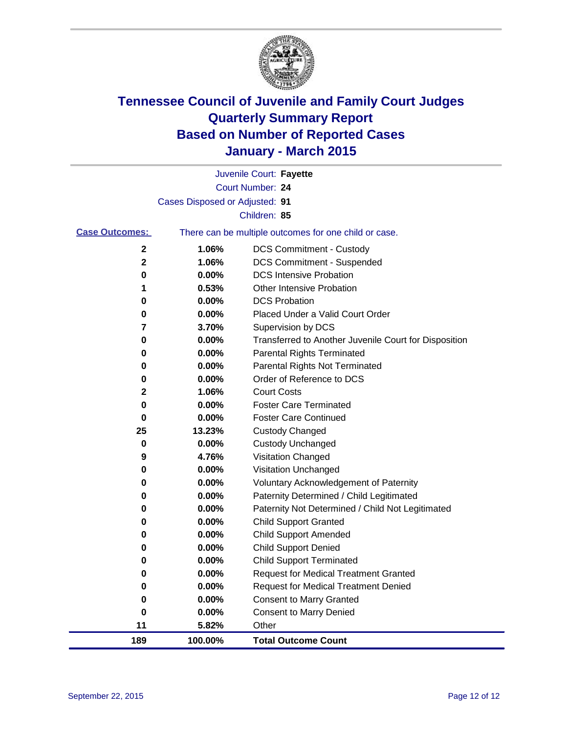# Tennessee Council of Juvenile and Family Court Judges
# Quarterly Summary Report
# Based on Number of Reported Cases
# January - March 2015

Juvenile Court: **Fayette**

Court Number: **24**

Cases Disposed or Adjusted: **91**

Children: **85**

**Case Outcomes:** There can be multiple outcomes for one child or case.

| | | |
|---|---|---|
| 2 | 1.06% | DCS Commitment - Custody |
| 2 | 1.06% | DCS Commitment - Suspended |
| 0 | 0.00% | DCS Intensive Probation |
| 1 | 0.53% | Other Intensive Probation |
| 0 | 0.00% | DCS Probation |
| 0 | 0.00% | Placed Under a Valid Court Order |
| 7 | 3.70% | Supervision by DCS |
| 0 | 0.00% | Transferred to Another Juvenile Court for Disposition |
| 0 | 0.00% | Parental Rights Terminated |
| 0 | 0.00% | Parental Rights Not Terminated |
| 0 | 0.00% | Order of Reference to DCS |
| 2 | 1.06% | Court Costs |
| 0 | 0.00% | Foster Care Terminated |
| 0 | 0.00% | Foster Care Continued |
| 25 | 13.23% | Custody Changed |
| 0 | 0.00% | Custody Unchanged |
| 9 | 4.76% | Visitation Changed |
| 0 | 0.00% | Visitation Unchanged |
| 0 | 0.00% | Voluntary Acknowledgement of Paternity |
| 0 | 0.00% | Paternity Determined / Child Legitimated |
| 0 | 0.00% | Paternity Not Determined / Child Not Legitimated |
| 0 | 0.00% | Child Support Granted |
| 0 | 0.00% | Child Support Amended |
| 0 | 0.00% | Child Support Denied |
| 0 | 0.00% | Child Support Terminated |
| 0 | 0.00% | Request for Medical Treatment Granted |
| 0 | 0.00% | Request for Medical Treatment Denied |
| 0 | 0.00% | Consent to Marry Granted |
| 0 | 0.00% | Consent to Marry Denied |
| 11 | 5.82% | Other |
| **189** | **100.00%** | **Total Outcome Count** |

September 22, 2015